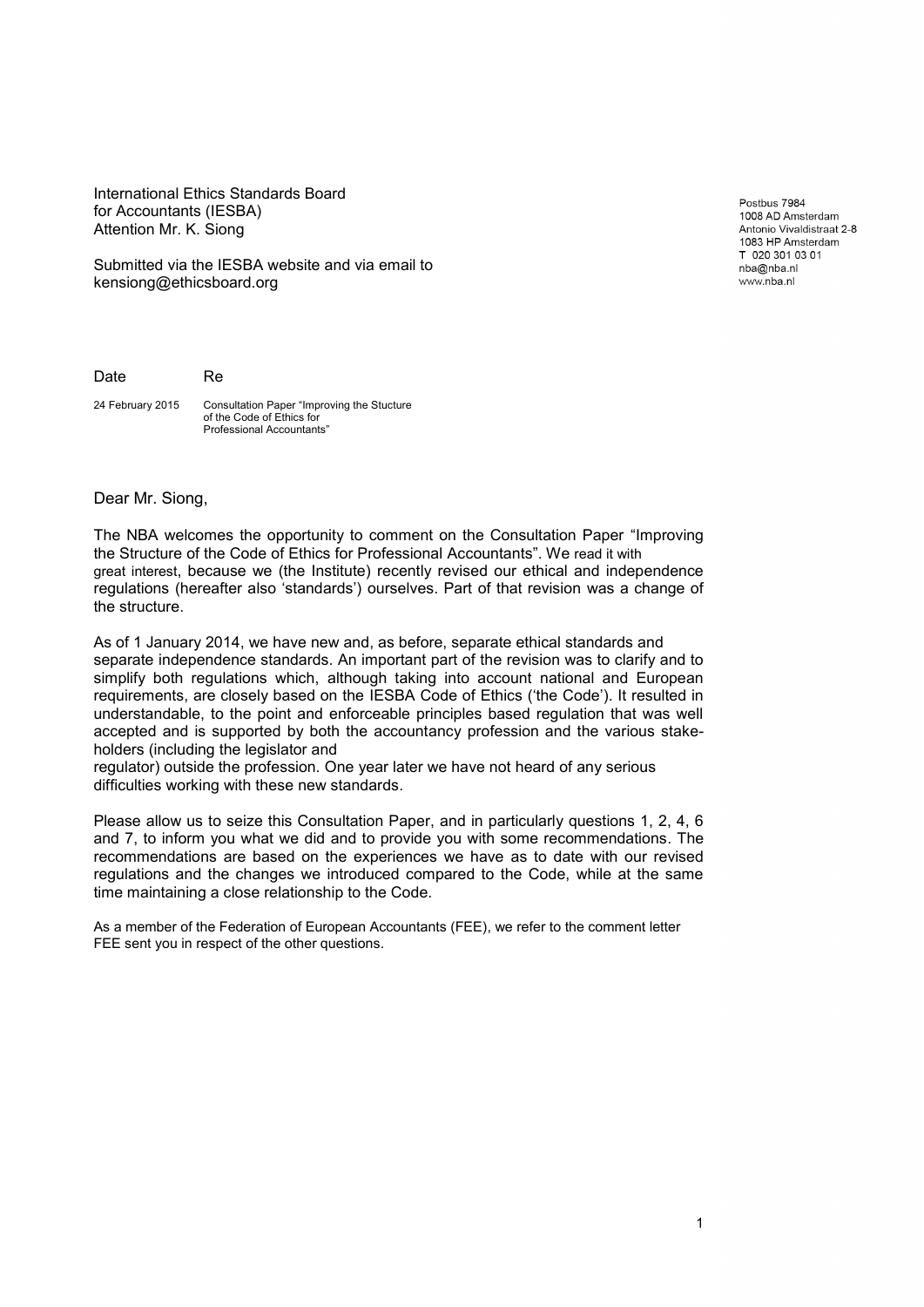International Ethics Standards Board
for Accountants (IESBA)
Attention Mr. K. Siong

Submitted via the IESBA website and via email to
kensiong@ethicsboard.org

Postbus 7984
1008 AD Amsterdam
Antonio Vivaldistraat 2-8
1083 HP Amsterdam
T 020 301 03 01
nba@nba.nl
www.nba.nl

| Date | Re |
| --- | --- |
| 24 February 2015 | Consultation Paper "Improving the Stucture of the Code of Ethics for Professional Accountants" |

Dear Mr. Siong,

The NBA welcomes the opportunity to comment on the Consultation Paper "Improving the Structure of the Code of Ethics for Professional Accountants". We read it with great interest, because we (the Institute) recently revised our ethical and independence regulations (hereafter also 'standards') ourselves. Part of that revision was a change of the structure.

As of 1 January 2014, we have new and, as before, separate ethical standards and separate independence standards. An important part of the revision was to clarify and to simplify both regulations which, although taking into account national and European requirements, are closely based on the IESBA Code of Ethics ('the Code'). It resulted in understandable, to the point and enforceable principles based regulation that was well accepted and is supported by both the accountancy profession and the various stake-holders (including the legislator and regulator) outside the profession. One year later we have not heard of any serious difficulties working with these new standards.

Please allow us to seize this Consultation Paper, and in particularly questions 1, 2, 4, 6 and 7, to inform you what we did and to provide you with some recommendations. The recommendations are based on the experiences we have as to date with our revised regulations and the changes we introduced compared to the Code, while at the same time maintaining a close relationship to the Code.

As a member of the Federation of European Accountants (FEE), we refer to the comment letter FEE sent you in respect of the other questions.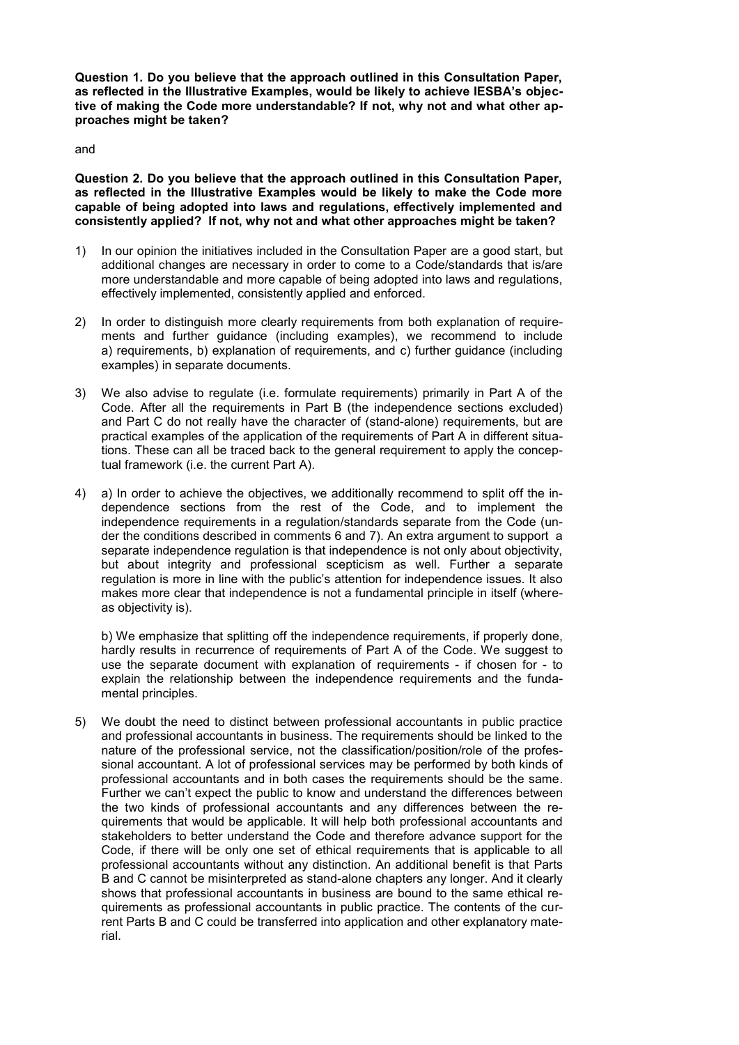**Question 1. Do you believe that the approach outlined in this Consultation Paper, as reflected in the Illustrative Examples, would be likely to achieve IESBA's objective of making the Code more understandable? If not, why not and what other approaches might be taken?**

and

**Question 2. Do you believe that the approach outlined in this Consultation Paper, as reflected in the Illustrative Examples would be likely to make the Code more capable of being adopted into laws and regulations, effectively implemented and consistently applied? If not, why not and what other approaches might be taken?**

1) In our opinion the initiatives included in the Consultation Paper are a good start, but additional changes are necessary in order to come to a Code/standards that is/are more understandable and more capable of being adopted into laws and regulations, effectively implemented, consistently applied and enforced.

2) In order to distinguish more clearly requirements from both explanation of requirements and further guidance (including examples), we recommend to include a) requirements, b) explanation of requirements, and c) further guidance (including examples) in separate documents.

3) We also advise to regulate (i.e. formulate requirements) primarily in Part A of the Code. After all the requirements in Part B (the independence sections excluded) and Part C do not really have the character of (stand-alone) requirements, but are practical examples of the application of the requirements of Part A in different situations. These can all be traced back to the general requirement to apply the conceptual framework (i.e. the current Part A).

4) a) In order to achieve the objectives, we additionally recommend to split off the independence sections from the rest of the Code, and to implement the independence requirements in a regulation/standards separate from the Code (under the conditions described in comments 6 and 7). An extra argument to support a separate independence regulation is that independence is not only about objectivity, but about integrity and professional scepticism as well. Further a separate regulation is more in line with the public's attention for independence issues. It also makes more clear that independence is not a fundamental principle in itself (whereas objectivity is).

   b) We emphasize that splitting off the independence requirements, if properly done, hardly results in recurrence of requirements of Part A of the Code. We suggest to use the separate document with explanation of requirements - if chosen for - to explain the relationship between the independence requirements and the fundamental principles.

5) We doubt the need to distinct between professional accountants in public practice and professional accountants in business. The requirements should be linked to the nature of the professional service, not the classification/position/role of the professional accountant. A lot of professional services may be performed by both kinds of professional accountants and in both cases the requirements should be the same. Further we can't expect the public to know and understand the differences between the two kinds of professional accountants and any differences between the requirements that would be applicable. It will help both professional accountants and stakeholders to better understand the Code and therefore advance support for the Code, if there will be only one set of ethical requirements that is applicable to all professional accountants without any distinction. An additional benefit is that Parts B and C cannot be misinterpreted as stand-alone chapters any longer. And it clearly shows that professional accountants in business are bound to the same ethical requirements as professional accountants in public practice. The contents of the current Parts B and C could be transferred into application and other explanatory material.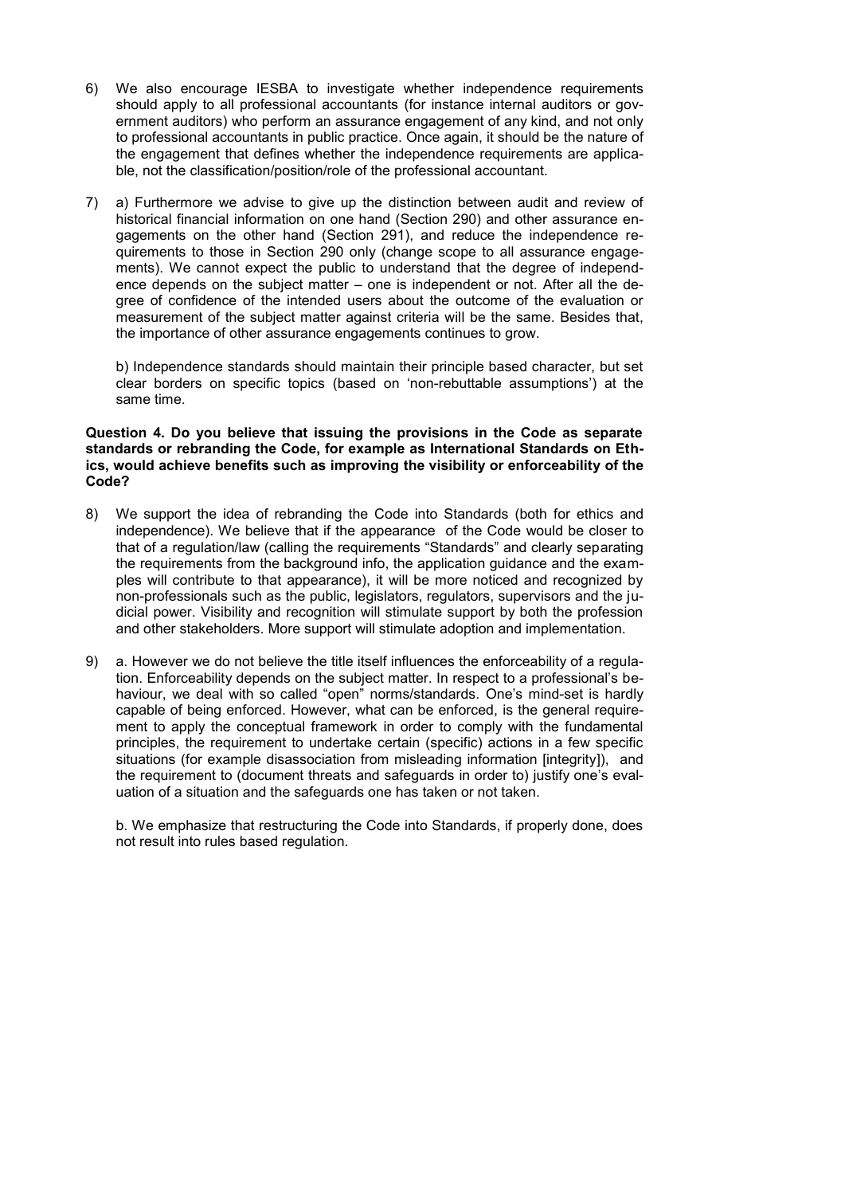6) We also encourage IESBA to investigate whether independence requirements should apply to all professional accountants (for instance internal auditors or government auditors) who perform an assurance engagement of any kind, and not only to professional accountants in public practice. Once again, it should be the nature of the engagement that defines whether the independence requirements are applicable, not the classification/position/role of the professional accountant.

7) a) Furthermore we advise to give up the distinction between audit and review of historical financial information on one hand (Section 290) and other assurance engagements on the other hand (Section 291), and reduce the independence requirements to those in Section 290 only (change scope to all assurance engagements). We cannot expect the public to understand that the degree of independence depends on the subject matter – one is independent or not. After all the degree of confidence of the intended users about the outcome of the evaluation or measurement of the subject matter against criteria will be the same. Besides that, the importance of other assurance engagements continues to grow.

   b) Independence standards should maintain their principle based character, but set clear borders on specific topics (based on 'non-rebuttable assumptions') at the same time.

**Question 4. Do you believe that issuing the provisions in the Code as separate standards or rebranding the Code, for example as International Standards on Ethics, would achieve benefits such as improving the visibility or enforceability of the Code?**

8) We support the idea of rebranding the Code into Standards (both for ethics and independence). We believe that if the appearance of the Code would be closer to that of a regulation/law (calling the requirements "Standards" and clearly separating the requirements from the background info, the application guidance and the examples will contribute to that appearance), it will be more noticed and recognized by non-professionals such as the public, legislators, regulators, supervisors and the judicial power. Visibility and recognition will stimulate support by both the profession and other stakeholders. More support will stimulate adoption and implementation.

9) a. However we do not believe the title itself influences the enforceability of a regulation. Enforceability depends on the subject matter. In respect to a professional's behaviour, we deal with so called "open" norms/standards. One's mind-set is hardly capable of being enforced. However, what can be enforced, is the general requirement to apply the conceptual framework in order to comply with the fundamental principles, the requirement to undertake certain (specific) actions in a few specific situations (for example disassociation from misleading information [integrity]), and the requirement to (document threats and safeguards in order to) justify one's evaluation of a situation and the safeguards one has taken or not taken.

   b. We emphasize that restructuring the Code into Standards, if properly done, does not result into rules based regulation.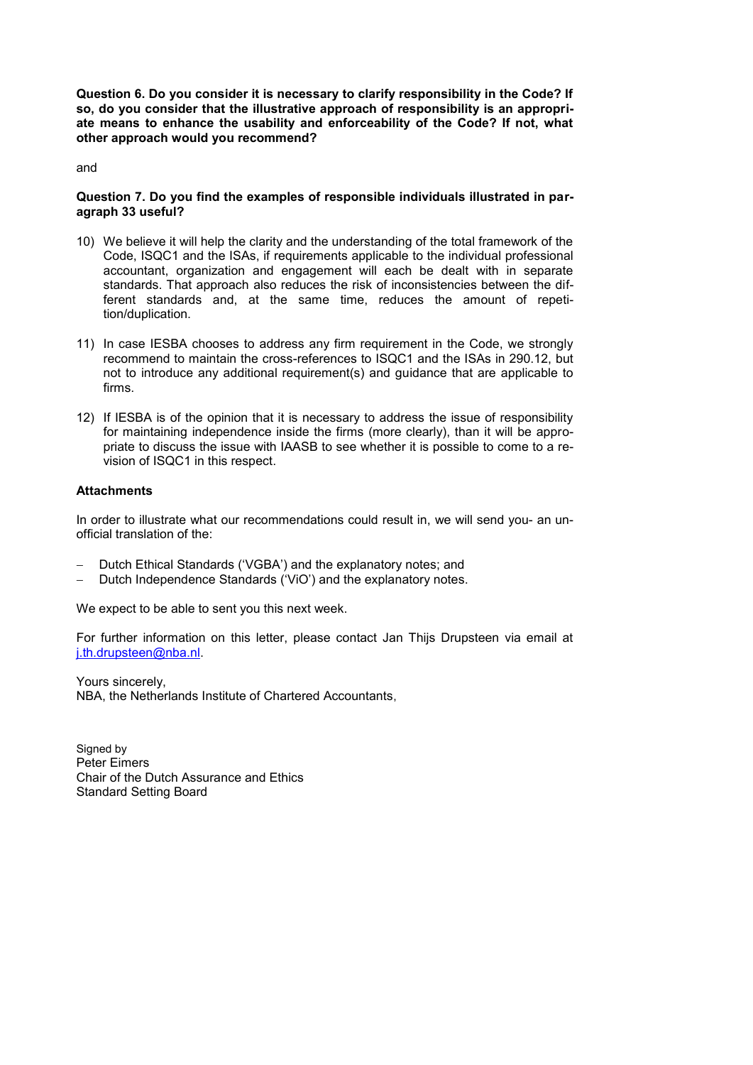**Question 6. Do you consider it is necessary to clarify responsibility in the Code? If so, do you consider that the illustrative approach of responsibility is an appropriate means to enhance the usability and enforceability of the Code? If not, what other approach would you recommend?**

and

**Question 7. Do you find the examples of responsible individuals illustrated in paragraph 33 useful?**

10) We believe it will help the clarity and the understanding of the total framework of the Code, ISQC1 and the ISAs, if requirements applicable to the individual professional accountant, organization and engagement will each be dealt with in separate standards. That approach also reduces the risk of inconsistencies between the different standards and, at the same time, reduces the amount of repetition/duplication.

11) In case IESBA chooses to address any firm requirement in the Code, we strongly recommend to maintain the cross-references to ISQC1 and the ISAs in 290.12, but not to introduce any additional requirement(s) and guidance that are applicable to firms.

12) If IESBA is of the opinion that it is necessary to address the issue of responsibility for maintaining independence inside the firms (more clearly), than it will be appropriate to discuss the issue with IAASB to see whether it is possible to come to a revision of ISQC1 in this respect.

**Attachments**

In order to illustrate what our recommendations could result in, we will send you- an unofficial translation of the:

- Dutch Ethical Standards ('VGBA') and the explanatory notes; and
- Dutch Independence Standards ('ViO') and the explanatory notes.

We expect to be able to sent you this next week.

For further information on this letter, please contact Jan Thijs Drupsteen via email at j.th.drupsteen@nba.nl.

Yours sincerely,
NBA, the Netherlands Institute of Chartered Accountants,

Signed by
Peter Eimers
Chair of the Dutch Assurance and Ethics
Standard Setting Board